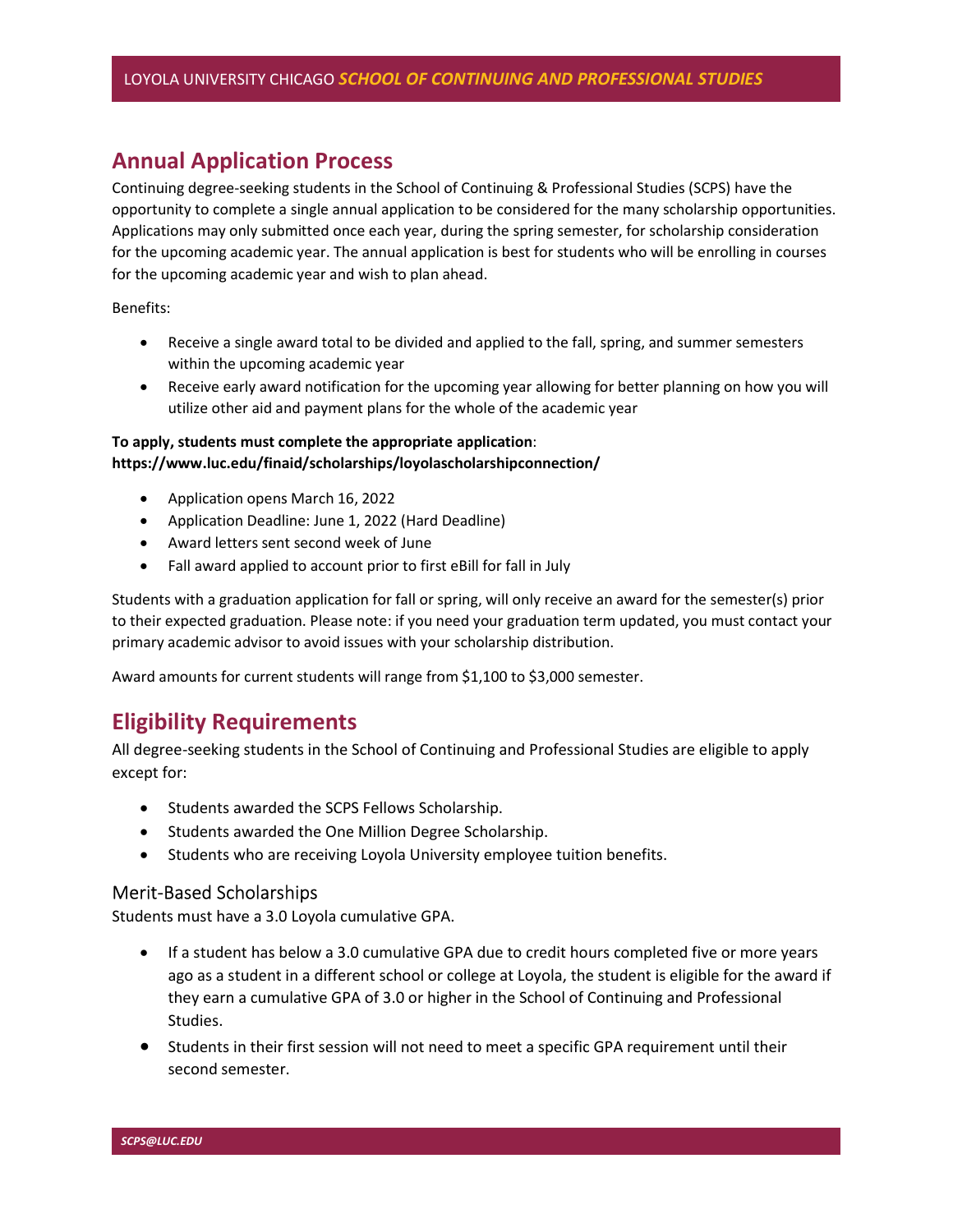## Annual Application Process

Continuing degree-seeking students in the School of Continuing & Professional Studies (SCPS) have the opportunity to complete a single annual application to be considered for the many scholarship opportunities. Applications may only submitted once each year, during the spring semester, for scholarship consideration for the upcoming academic year. The annual application is best for students who will be enrolling in courses for the upcoming academic year and wish to plan ahead.

Benefits:

- Receive a single award total to be divided and applied to the fall, spring, and summer semesters within the upcoming academic year
- Receive early award notification for the upcoming year allowing for better planning on how you will utilize other aid and payment plans for the whole of the academic year

**To apply, students must complete the appropriate application**:
**https://www.luc.edu/finaid/scholarships/loyolascholarshipconnection/**

- Application opens March 16, 2022
- Application Deadline: June 1, 2022 (Hard Deadline)
- Award letters sent second week of June
- Fall award applied to account prior to first eBill for fall in July

Students with a graduation application for fall or spring, will only receive an award for the semester(s) prior to their expected graduation. Please note: if you need your graduation term updated, you must contact your primary academic advisor to avoid issues with your scholarship distribution.

Award amounts for current students will range from $1,100 to $3,000 semester.

## Eligibility Requirements

All degree-seeking students in the School of Continuing and Professional Studies are eligible to apply except for:

- Students awarded the SCPS Fellows Scholarship.
- Students awarded the One Million Degree Scholarship.
- Students who are receiving Loyola University employee tuition benefits.

### Merit-Based Scholarships

Students must have a 3.0 Loyola cumulative GPA.

- If a student has below a 3.0 cumulative GPA due to credit hours completed five or more years ago as a student in a different school or college at Loyola, the student is eligible for the award if they earn a cumulative GPA of 3.0 or higher in the School of Continuing and Professional Studies.
- Students in their first session will not need to meet a specific GPA requirement until their second semester.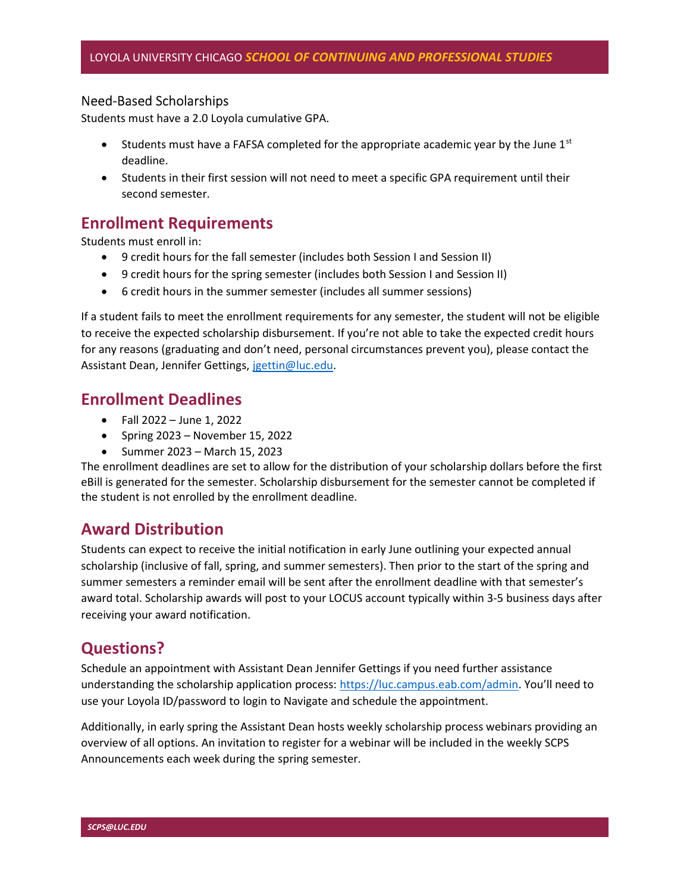### Need-Based Scholarships

Students must have a 2.0 Loyola cumulative GPA.

- Students must have a FAFSA completed for the appropriate academic year by the June 1st deadline.
- Students in their first session will not need to meet a specific GPA requirement until their second semester.

## Enrollment Requirements

Students must enroll in:

- 9 credit hours for the fall semester (includes both Session I and Session II)
- 9 credit hours for the spring semester (includes both Session I and Session II)
- 6 credit hours in the summer semester (includes all summer sessions)

If a student fails to meet the enrollment requirements for any semester, the student will not be eligible to receive the expected scholarship disbursement. If you're not able to take the expected credit hours for any reasons (graduating and don't need, personal circumstances prevent you), please contact the Assistant Dean, Jennifer Gettings, jgettin@luc.edu.

## Enrollment Deadlines

- Fall 2022 – June 1, 2022
- Spring 2023 – November 15, 2022
- Summer 2023 – March 15, 2023

The enrollment deadlines are set to allow for the distribution of your scholarship dollars before the first eBill is generated for the semester. Scholarship disbursement for the semester cannot be completed if the student is not enrolled by the enrollment deadline.

## Award Distribution

Students can expect to receive the initial notification in early June outlining your expected annual scholarship (inclusive of fall, spring, and summer semesters). Then prior to the start of the spring and summer semesters a reminder email will be sent after the enrollment deadline with that semester's award total. Scholarship awards will post to your LOCUS account typically within 3-5 business days after receiving your award notification.

## Questions?

Schedule an appointment with Assistant Dean Jennifer Gettings if you need further assistance understanding the scholarship application process: https://luc.campus.eab.com/admin. You'll need to use your Loyola ID/password to login to Navigate and schedule the appointment.

Additionally, in early spring the Assistant Dean hosts weekly scholarship process webinars providing an overview of all options. An invitation to register for a webinar will be included in the weekly SCPS Announcements each week during the spring semester.